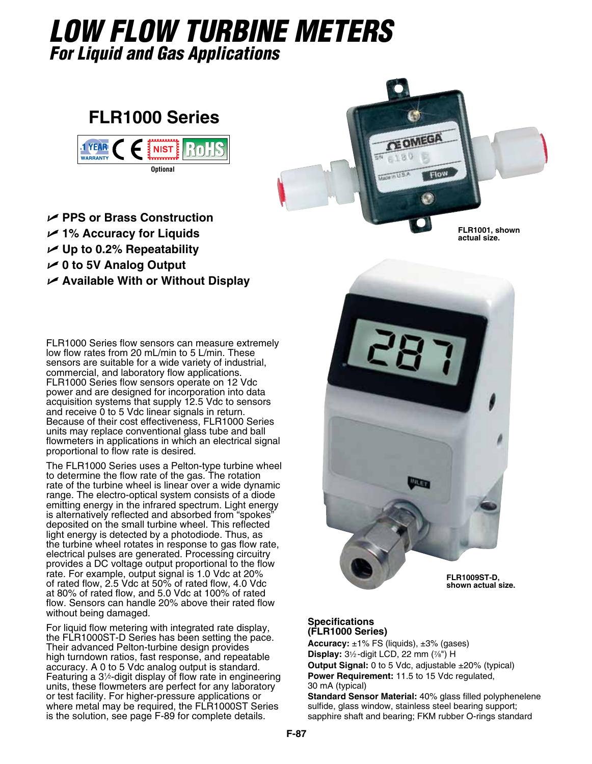# LOW FLOW TURBINE METERS

## For Liquid and Gas Applications

## FLR1000 Series

1 YEAR WARRANTY | CE | NIST | RoHS

Optional

- ✓ PPS or Brass Construction
- ✓ 1% Accuracy for Liquids
- ✓ Up to 0.2% Repeatability
- ✓ 0 to 5V Analog Output
- ✓ Available With or Without Display

FLR1000 Series flow sensors can measure extremely low flow rates from 20 mL/min to 5 L/min. These sensors are suitable for a wide variety of industrial, commercial, and laboratory flow applications. FLR1000 Series flow sensors operate on 12 Vdc power and are designed for incorporation into data acquisition systems that supply 12.5 Vdc to sensors and receive 0 to 5 Vdc linear signals in return. Because of their cost effectiveness, FLR1000 Series units may replace conventional glass tube and ball flowmeters in applications in which an electrical signal proportional to flow rate is desired.

The FLR1000 Series uses a Pelton-type turbine wheel to determine the flow rate of the gas. The rotation rate of the turbine wheel is linear over a wide dynamic range. The electro-optical system consists of a diode emitting energy in the infrared spectrum. Light energy is alternatively reflected and absorbed from "spokes" deposited on the small turbine wheel. This reflected light energy is detected by a photodiode. Thus, as the turbine wheel rotates in response to gas flow rate, electrical pulses are generated. Processing circuitry provides a DC voltage output proportional to the flow rate. For example, output signal is 1.0 Vdc at 20% of rated flow, 2.5 Vdc at 50% of rated flow, 4.0 Vdc at 80% of rated flow, and 5.0 Vdc at 100% of rated flow. Sensors can handle 20% above their rated flow without being damaged.

For liquid flow metering with integrated rate display, the FLR1000ST-D Series has been setting the pace. Their advanced Pelton-turbine design provides high turndown ratios, fast response, and repeatable accuracy. A 0 to 5 Vdc analog output is standard. Featuring a 3½-digit display of flow rate in engineering units, these flowmeters are perfect for any laboratory or test facility. For higher-pressure applications or where metal may be required, the FLR1000ST Series is the solution, see page F-89 for complete details.

FLR1001, shown actual size.

FLR1009ST-D, shown actual size.

### Specifications (FLR1000 Series)

**Accuracy:** ±1% FS (liquids), ±3% (gases)
**Display:** 3½-digit LCD, 22 mm (⅞") H
**Output Signal:** 0 to 5 Vdc, adjustable ±20% (typical)
**Power Requirement:** 11.5 to 15 Vdc regulated, 30 mA (typical)
**Standard Sensor Material:** 40% glass filled polyphenelene sulfide, glass window, stainless steel bearing support; sapphire shaft and bearing; FKM rubber O-rings standard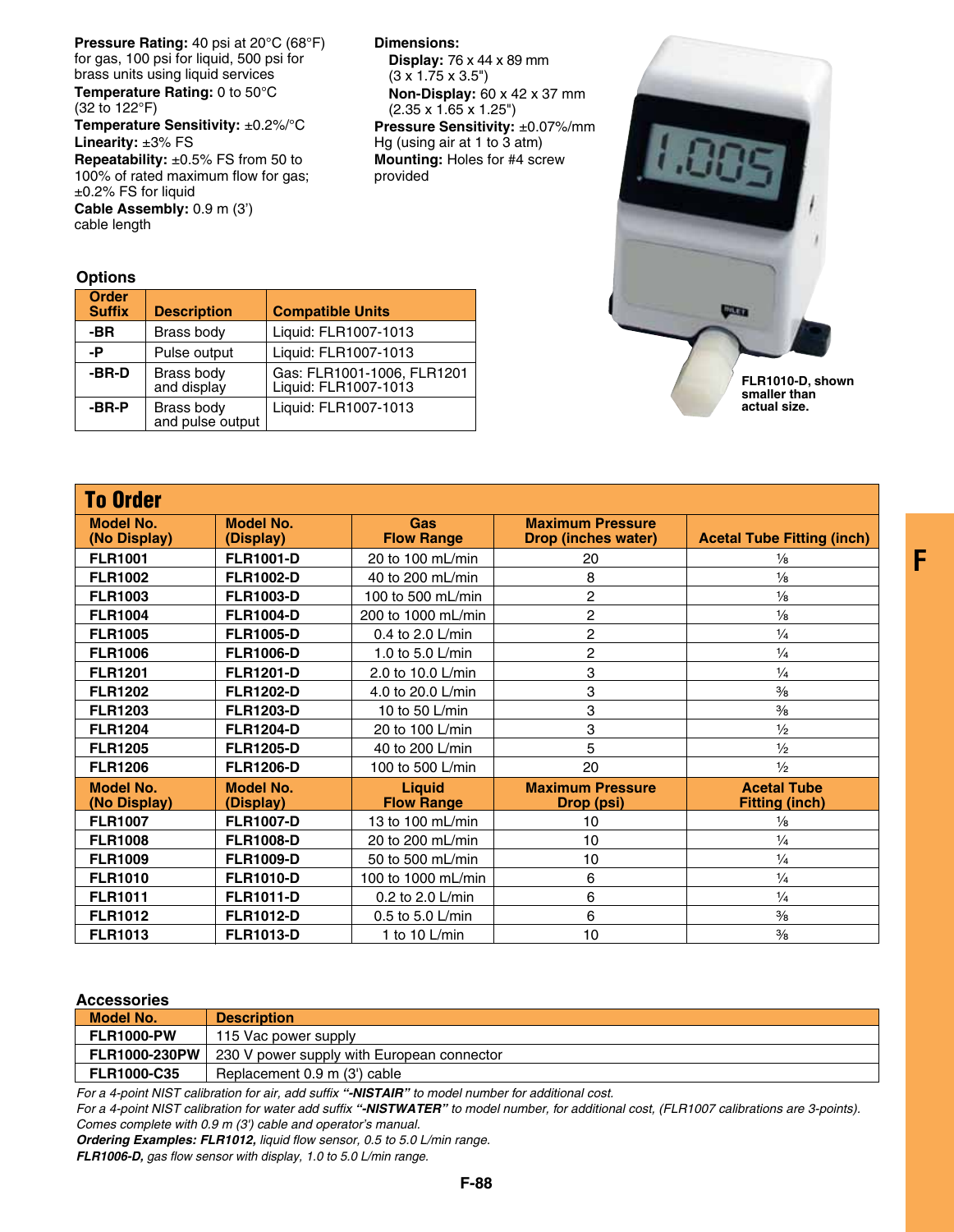**Pressure Rating:** 40 psi at 20°C (68°F) for gas, 100 psi for liquid, 500 psi for brass units using liquid services
**Temperature Rating:** 0 to 50°C (32 to 122°F)
**Temperature Sensitivity:** ±0.2%/°C
**Linearity:** ±3% FS
**Repeatability:** ±0.5% FS from 50 to 100% of rated maximum flow for gas; ±0.2% FS for liquid
**Cable Assembly:** 0.9 m (3') cable length

**Dimensions:**
**Display:** 76 x 44 x 89 mm (3 x 1.75 x 3.5")
**Non-Display:** 60 x 42 x 37 mm (2.35 x 1.65 x 1.25")
**Pressure Sensitivity:** ±0.07%/mm Hg (using air at 1 to 3 atm)
**Mounting:** Holes for #4 screw provided

FLR1010-D, shown smaller than actual size.

## Options

| Order Suffix | Description | Compatible Units |
|---|---|---|
| -BR | Brass body | Liquid: FLR1007-1013 |
| -P | Pulse output | Liquid: FLR1007-1013 |
| -BR-D | Brass body and display | Gas: FLR1001-1006, FLR1201<br>Liquid: FLR1007-1013 |
| -BR-P | Brass body and pulse output | Liquid: FLR1007-1013 |

## To Order

| Model No. (No Display) | Model No. (Display) | Gas Flow Range | Maximum Pressure Drop (inches water) | Acetal Tube Fitting (inch) |
|---|---|---|---|---|
| FLR1001 | FLR1001-D | 20 to 100 mL/min | 20 | ⅛ |
| FLR1002 | FLR1002-D | 40 to 200 mL/min | 8 | ⅛ |
| FLR1003 | FLR1003-D | 100 to 500 mL/min | 2 | ⅛ |
| FLR1004 | FLR1004-D | 200 to 1000 mL/min | 2 | ⅛ |
| FLR1005 | FLR1005-D | 0.4 to 2.0 L/min | 2 | ¼ |
| FLR1006 | FLR1006-D | 1.0 to 5.0 L/min | 2 | ¼ |
| FLR1201 | FLR1201-D | 2.0 to 10.0 L/min | 3 | ¼ |
| FLR1202 | FLR1202-D | 4.0 to 20.0 L/min | 3 | ⅜ |
| FLR1203 | FLR1203-D | 10 to 50 L/min | 3 | ⅜ |
| FLR1204 | FLR1204-D | 20 to 100 L/min | 3 | ½ |
| FLR1205 | FLR1205-D | 40 to 200 L/min | 5 | ½ |
| FLR1206 | FLR1206-D | 100 to 500 L/min | 20 | ½ |
| **Model No. (No Display)** | **Model No. (Display)** | **Liquid Flow Range** | **Maximum Pressure Drop (psi)** | **Acetal Tube Fitting (inch)** |
| FLR1007 | FLR1007-D | 13 to 100 mL/min | 10 | ⅛ |
| FLR1008 | FLR1008-D | 20 to 200 mL/min | 10 | ¼ |
| FLR1009 | FLR1009-D | 50 to 500 mL/min | 10 | ¼ |
| FLR1010 | FLR1010-D | 100 to 1000 mL/min | 6 | ¼ |
| FLR1011 | FLR1011-D | 0.2 to 2.0 L/min | 6 | ¼ |
| FLR1012 | FLR1012-D | 0.5 to 5.0 L/min | 6 | ⅜ |
| FLR1013 | FLR1013-D | 1 to 10 L/min | 10 | ⅜ |

## Accessories

| Model No. | Description |
|---|---|
| FLR1000-PW | 115 Vac power supply |
| FLR1000-230PW | 230 V power supply with European connector |
| FLR1000-C35 | Replacement 0.9 m (3') cable |

*For a 4-point NIST calibration for air, add suffix **"-NISTAIR"** to model number for additional cost.*
*For a 4-point NIST calibration for water add suffix **"-NISTWATER"** to model number, for additional cost, (FLR1007 calibrations are 3-points).*
*Comes complete with 0.9 m (3') cable and operator's manual.*
***Ordering Examples: FLR1012,** liquid flow sensor, 0.5 to 5.0 L/min range.*
***FLR1006-D,** gas flow sensor with display, 1.0 to 5.0 L/min range.*